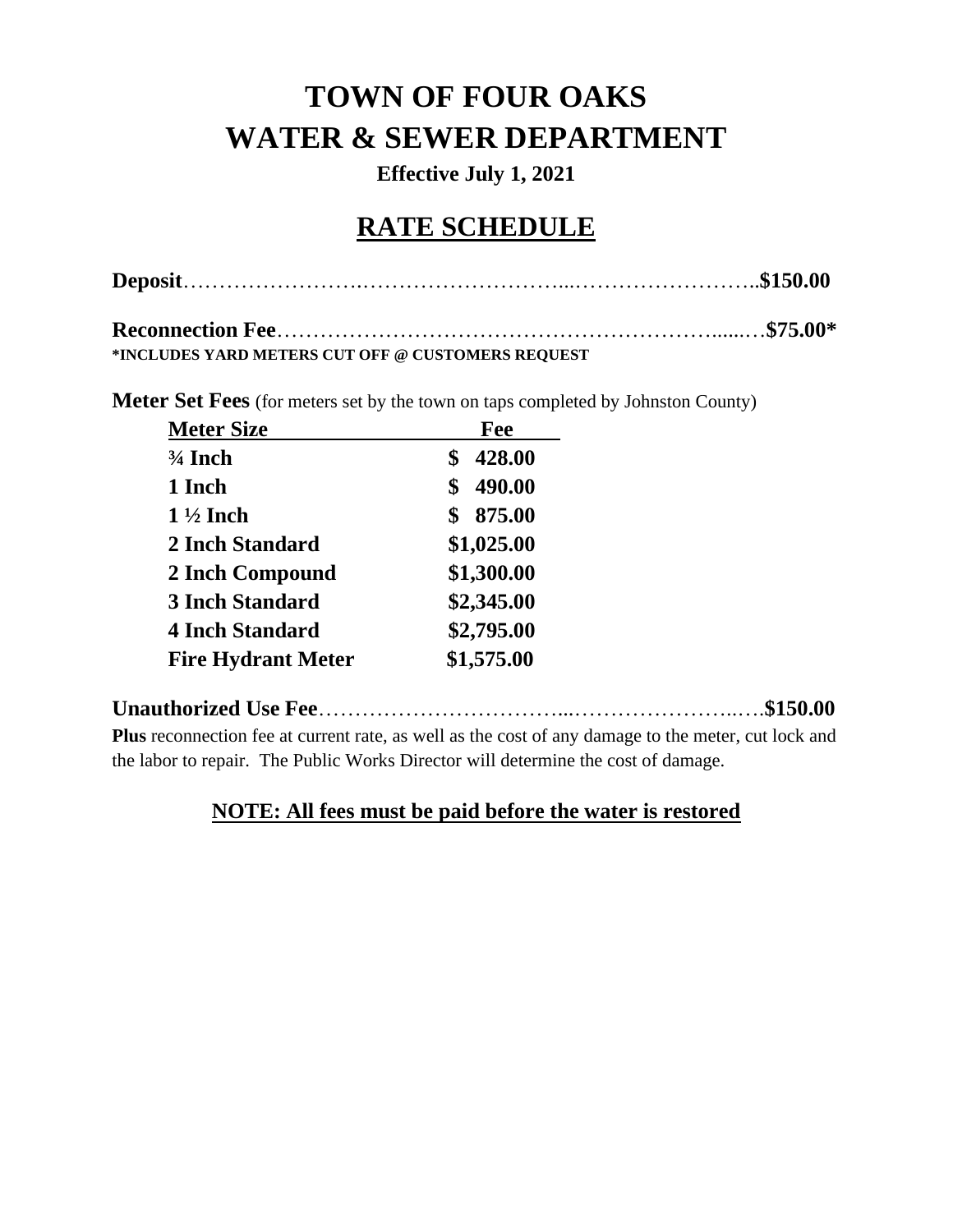# TOWN OF FOUR OAKS
# WATER & SEWER DEPARTMENT

**Effective July 1, 2021**

## RATE SCHEDULE

**Deposit**……………………………………………………………………………..**$150.00**

**Reconnection Fee**…………………………………………………………......…**$75.00***
**\*INCLUDES YARD METERS CUT OFF @ CUSTOMERS REQUEST**

**Meter Set Fees** (for meters set by the town on taps completed by Johnston County)

| Meter Size | Fee |
|---|---|
| **¾ Inch** | **$ 428.00** |
| **1 Inch** | **$ 490.00** |
| **1 ½ Inch** | **$ 875.00** |
| **2 Inch Standard** | **$1,025.00** |
| **2 Inch Compound** | **$1,300.00** |
| **3 Inch Standard** | **$2,345.00** |
| **4 Inch Standard** | **$2,795.00** |
| **Fire Hydrant Meter** | **$1,575.00** |

**Unauthorized Use Fee**……………………………..……………………..….**$150.00**

**Plus** reconnection fee at current rate, as well as the cost of any damage to the meter, cut lock and the labor to repair. The Public Works Director will determine the cost of damage.

**NOTE: All fees must be paid before the water is restored**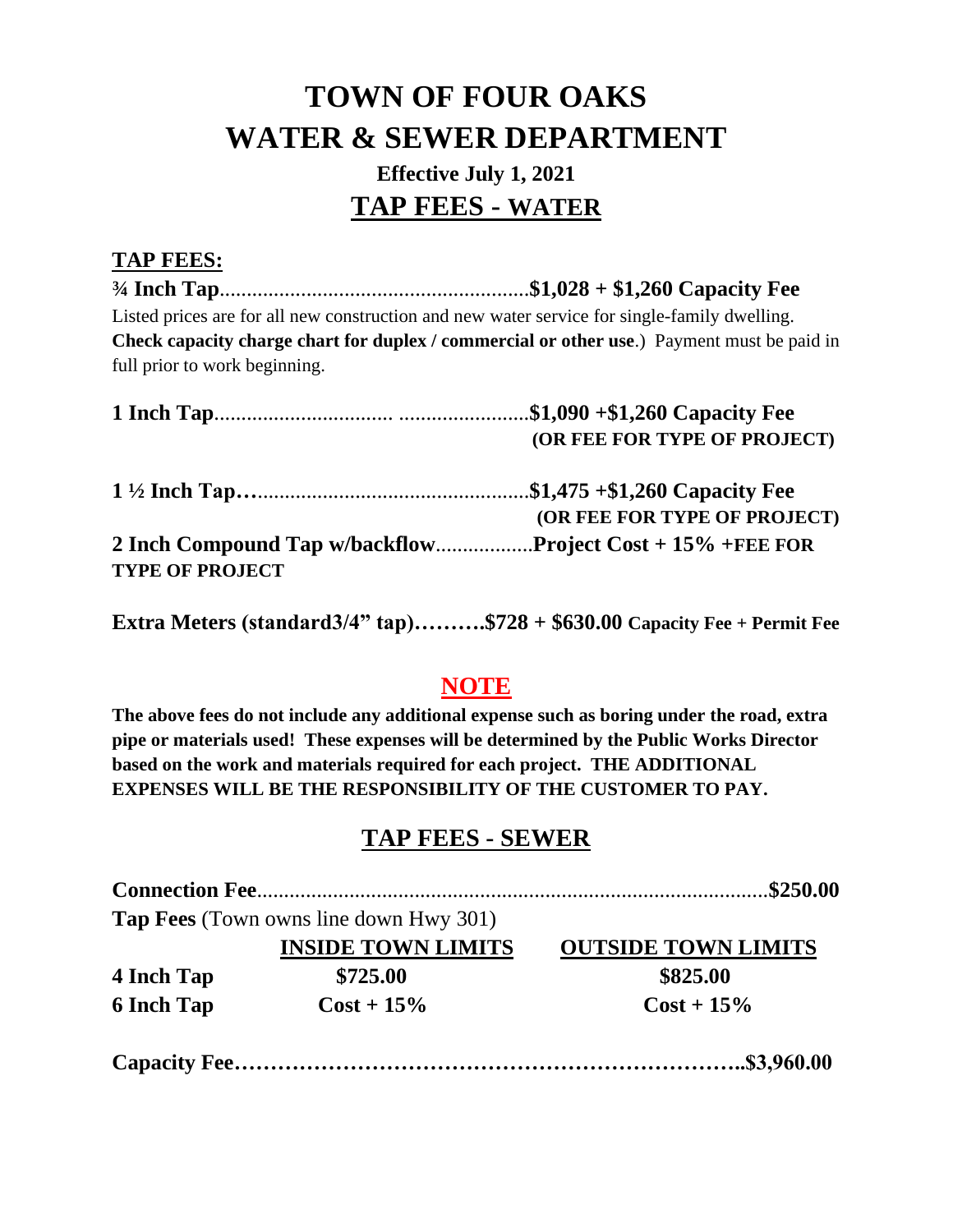# TOWN OF FOUR OAKS
# WATER & SEWER DEPARTMENT

### Effective July 1, 2021

## TAP FEES - WATER

**TAP FEES:**

**¾ Inch Tap**........................................................**$1,028 + $1,260 Capacity Fee**

Listed prices are for all new construction and new water service for single-family dwelling. **Check capacity charge chart for duplex / commercial or other use**.) Payment must be paid in full prior to work beginning.

**1 Inch Tap**............................... ........................**$1,090 +$1,260 Capacity Fee**
**(OR FEE FOR TYPE OF PROJECT)**

**1 ½ Inch Tap…**..................................................**$1,475 +$1,260 Capacity Fee**
**(OR FEE FOR TYPE OF PROJECT)**

**2 Inch Compound Tap w/backflow**..................**Project Cost + 15% +FEE FOR TYPE OF PROJECT**

**Extra Meters (standard3/4" tap)……….$728 + $630.00 Capacity Fee + Permit Fee**

## NOTE

**The above fees do not include any additional expense such as boring under the road, extra pipe or materials used! These expenses will be determined by the Public Works Director based on the work and materials required for each project. THE ADDITIONAL EXPENSES WILL BE THE RESPONSIBILITY OF THE CUSTOMER TO PAY.**

## TAP FEES - SEWER

**Connection Fee**............................................................................................**$250.00**

**Tap Fees** (Town owns line down Hwy 301)

| | INSIDE TOWN LIMITS | OUTSIDE TOWN LIMITS |
|---|---|---|
| **4 Inch Tap** | **$725.00** | **$825.00** |
| **6 Inch Tap** | **Cost + 15%** | **Cost + 15%** |

**Capacity Fee…………………………………………………………..$3,960.00**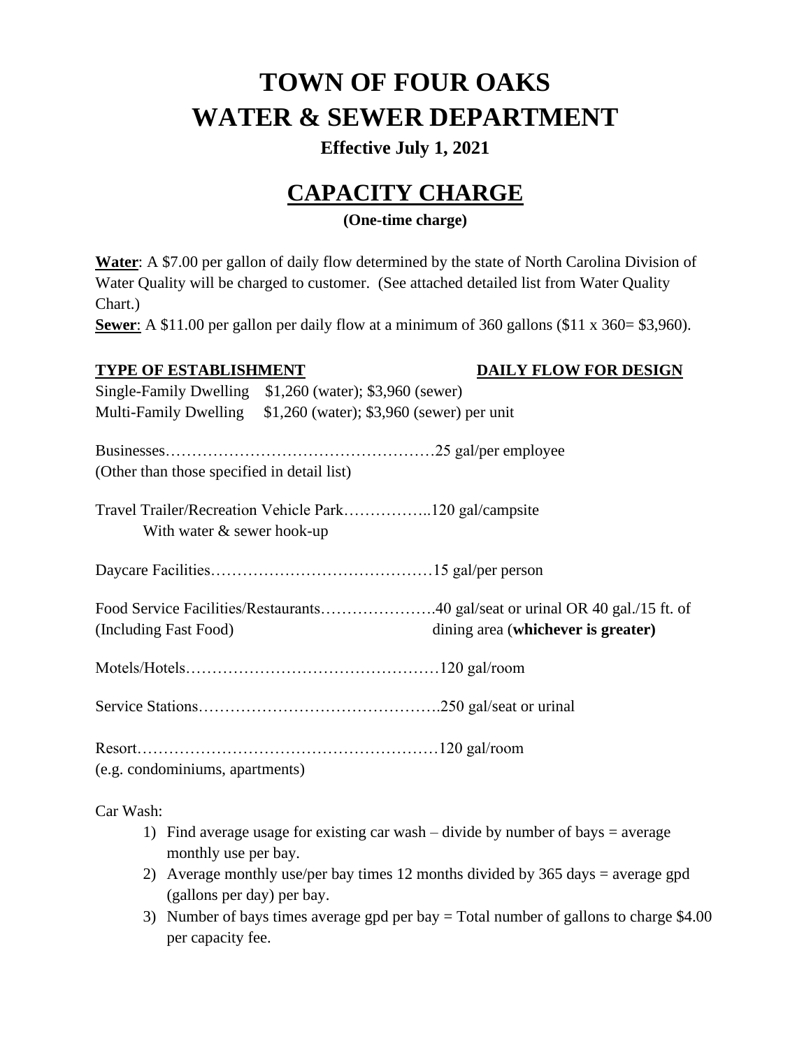# TOWN OF FOUR OAKS
# WATER & SEWER DEPARTMENT

**Effective July 1, 2021**

## CAPACITY CHARGE

**(One-time charge)**

**Water**: A $7.00 per gallon of daily flow determined by the state of North Carolina Division of Water Quality will be charged to customer. (See attached detailed list from Water Quality Chart.)
**Sewer**: A $11.00 per gallon per daily flow at a minimum of 360 gallons ($11 x 360= $3,960).

| **TYPE OF ESTABLISHMENT** | **DAILY FLOW FOR DESIGN** |
|---|---|
| Single-Family Dwelling $1,260 (water); $3,960 (sewer) | |
| Multi-Family Dwelling $1,260 (water); $3,960 (sewer) per unit | |
| Businesses (Other than those specified in detail list) | 25 gal/per employee |
| Travel Trailer/Recreation Vehicle Park With water & sewer hook-up | 120 gal/campsite |
| Daycare Facilities | 15 gal/per person |
| Food Service Facilities/Restaurants (Including Fast Food) | 40 gal/seat or urinal OR 40 gal./15 ft. of dining area (**whichever is greater)** |
| Motels/Hotels | 120 gal/room |
| Service Stations | 250 gal/seat or urinal |
| Resort (e.g. condominiums, apartments) | 120 gal/room |

Car Wash:

1) Find average usage for existing car wash – divide by number of bays = average monthly use per bay.
2) Average monthly use/per bay times 12 months divided by 365 days = average gpd (gallons per day) per bay.
3) Number of bays times average gpd per bay = Total number of gallons to charge $4.00 per capacity fee.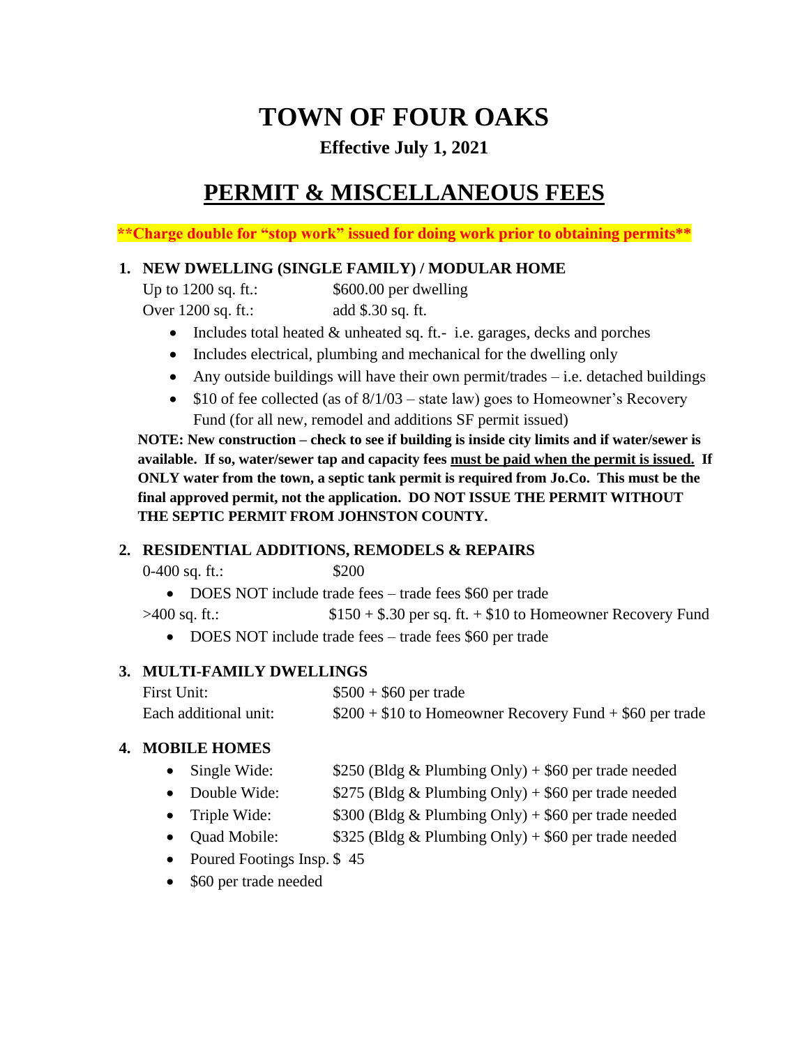# TOWN OF FOUR OAKS

**Effective July 1, 2021**

## PERMIT & MISCELLANEOUS FEES

**\*\*Charge double for "stop work" issued for doing work prior to obtaining permits\*\***

**1. NEW DWELLING (SINGLE FAMILY) / MODULAR HOME**

Up to 1200 sq. ft.: $600.00 per dwelling
Over 1200 sq. ft.: add $.30 sq. ft.

- Includes total heated & unheated sq. ft.- i.e. garages, decks and porches
- Includes electrical, plumbing and mechanical for the dwelling only
- Any outside buildings will have their own permit/trades – i.e. detached buildings
- $10 of fee collected (as of 8/1/03 – state law) goes to Homeowner's Recovery Fund (for all new, remodel and additions SF permit issued)

**NOTE: New construction – check to see if building is inside city limits and if water/sewer is available. If so, water/sewer tap and capacity fees <u>must be paid when the permit is issued.</u> If ONLY water from the town, a septic tank permit is required from Jo.Co. This must be the final approved permit, not the application. DO NOT ISSUE THE PERMIT WITHOUT THE SEPTIC PERMIT FROM JOHNSTON COUNTY.**

**2. RESIDENTIAL ADDITIONS, REMODELS & REPAIRS**

0-400 sq. ft.: $200

- DOES NOT include trade fees – trade fees $60 per trade

>400 sq. ft.: $150 + $.30 per sq. ft. + $10 to Homeowner Recovery Fund

- DOES NOT include trade fees – trade fees $60 per trade

**3. MULTI-FAMILY DWELLINGS**

First Unit: $500 + $60 per trade
Each additional unit: $200 + $10 to Homeowner Recovery Fund + $60 per trade

**4. MOBILE HOMES**

- Single Wide: $250 (Bldg & Plumbing Only) + $60 per trade needed
- Double Wide: $275 (Bldg & Plumbing Only) + $60 per trade needed
- Triple Wide: $300 (Bldg & Plumbing Only) + $60 per trade needed
- Quad Mobile: $325 (Bldg & Plumbing Only) + $60 per trade needed
- Poured Footings Insp. $ 45
- $60 per trade needed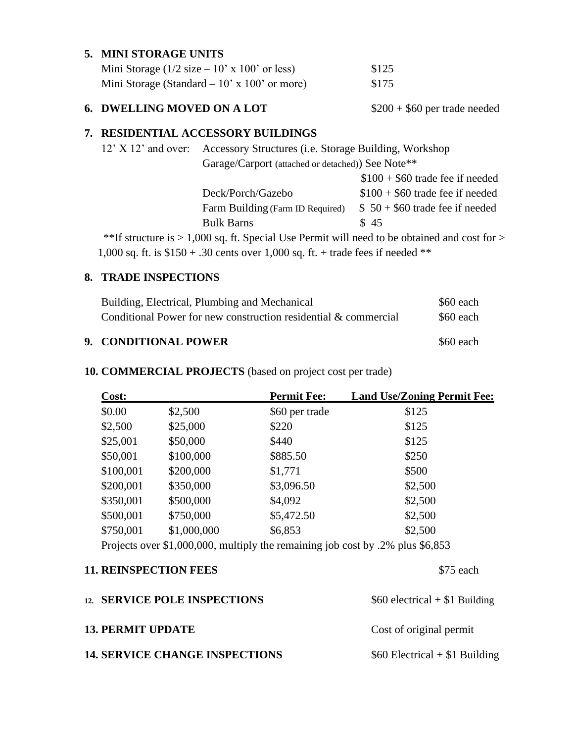**5. MINI STORAGE UNITS**

| | |
|---|---|
| Mini Storage (1/2 size – 10' x 100' or less) | $125 |
| Mini Storage (Standard – 10' x 100' or more) | $175 |

**6. DWELLING MOVED ON A LOT** $200 + $60 per trade needed

**7. RESIDENTIAL ACCESSORY BUILDINGS**

| | | |
|---|---|---|
| 12' X 12' and over: | Accessory Structures (i.e. Storage Building, Workshop Garage/Carport (attached or detached)) See Note** | $100 + $60 trade fee if needed |
| | Deck/Porch/Gazebo | $100 + $60 trade fee if needed |
| | Farm Building (Farm ID Required) | $ 50 + $60 trade fee if needed |
| | Bulk Barns | $ 45 |

**If structure is > 1,000 sq. ft. Special Use Permit will need to be obtained and cost for > 1,000 sq. ft. is $150 + .30 cents over 1,000 sq. ft. + trade fees if needed **

**8. TRADE INSPECTIONS**

| | |
|---|---|
| Building, Electrical, Plumbing and Mechanical | $60 each |
| Conditional Power for new construction residential & commercial | $60 each |

**9. CONDITIONAL POWER** $60 each

**10. COMMERCIAL PROJECTS** (based on project cost per trade)

| **Cost:** | | **Permit Fee:** | **Land Use/Zoning Permit Fee:** |
|---|---|---|---|
| $0.00 | $2,500 | $60 per trade | $125 |
| $2,500 | $25,000 | $220 | $125 |
| $25,001 | $50,000 | $440 | $125 |
| $50,001 | $100,000 | $885.50 | $250 |
| $100,001 | $200,000 | $1,771 | $500 |
| $200,001 | $350,000 | $3,096.50 | $2,500 |
| $350,001 | $500,000 | $4,092 | $2,500 |
| $500,001 | $750,000 | $5,472.50 | $2,500 |
| $750,001 | $1,000,000 | $6,853 | $2,500 |

Projects over $1,000,000, multiply the remaining job cost by .2% plus $6,853

**11. REINSPECTION FEES** $75 each

**12. SERVICE POLE INSPECTIONS** $60 electrical + $1 Building

**13. PERMIT UPDATE** Cost of original permit

**14. SERVICE CHANGE INSPECTIONS** $60 Electrical + $1 Building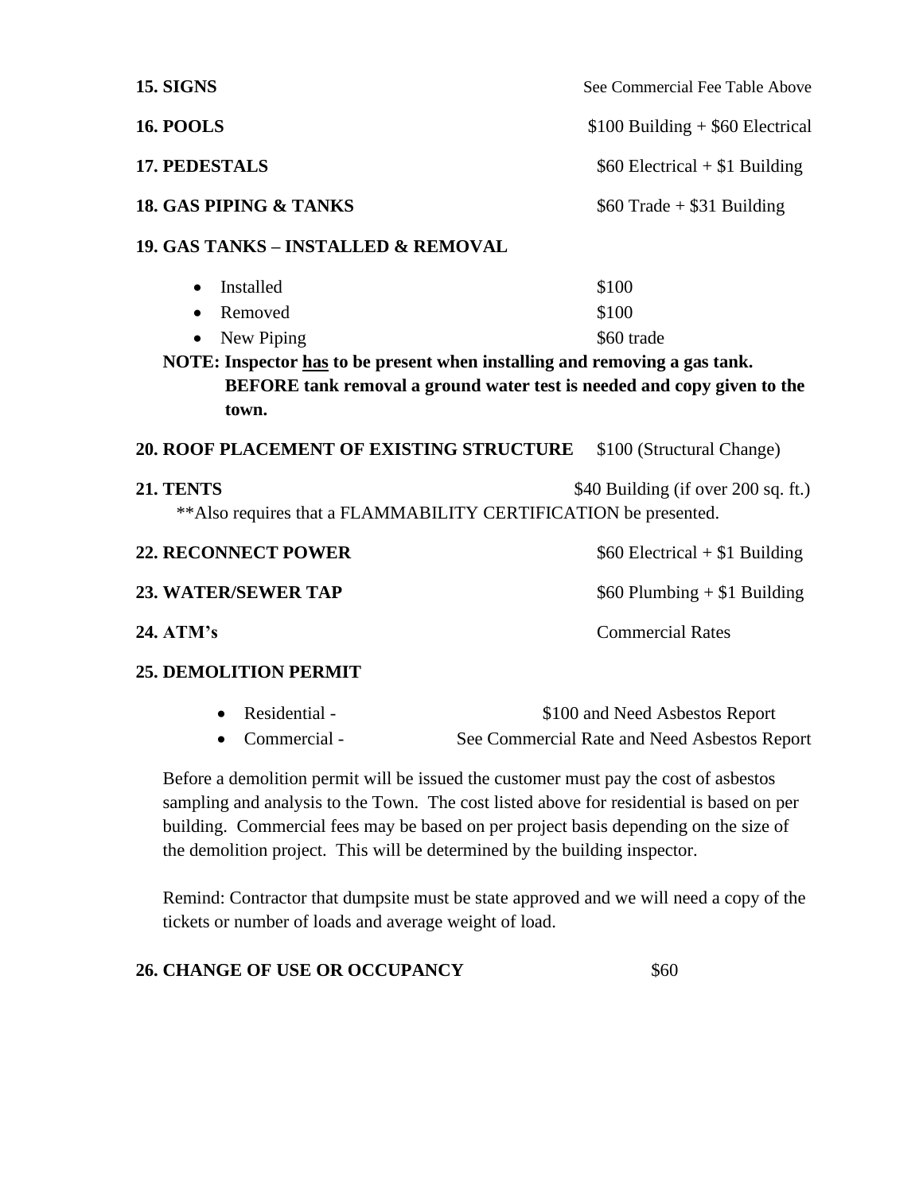**15. SIGNS** See Commercial Fee Table Above

**16. POOLS** $100 Building + $60 Electrical

**17. PEDESTALS** $60 Electrical + $1 Building

**18. GAS PIPING & TANKS** $60 Trade + $31 Building

**19. GAS TANKS – INSTALLED & REMOVAL**

- Installed $100
- Removed $100
- New Piping $60 trade

**NOTE: Inspector <u>has</u> to be present when installing and removing a gas tank. BEFORE tank removal a ground water test is needed and copy given to the town.**

**20. ROOF PLACEMENT OF EXISTING STRUCTURE** $100 (Structural Change)

**21. TENTS** $40 Building (if over 200 sq. ft.)

**Also requires that a FLAMMABILITY CERTIFICATION be presented.

**22. RECONNECT POWER** $60 Electrical + $1 Building

**23. WATER/SEWER TAP** $60 Plumbing + $1 Building

**24. ATM's** Commercial Rates

**25. DEMOLITION PERMIT**

- Residential - $100 and Need Asbestos Report
- Commercial - See Commercial Rate and Need Asbestos Report

Before a demolition permit will be issued the customer must pay the cost of asbestos sampling and analysis to the Town. The cost listed above for residential is based on per building. Commercial fees may be based on per project basis depending on the size of the demolition project. This will be determined by the building inspector.

Remind: Contractor that dumpsite must be state approved and we will need a copy of the tickets or number of loads and average weight of load.

**26. CHANGE OF USE OR OCCUPANCY** $60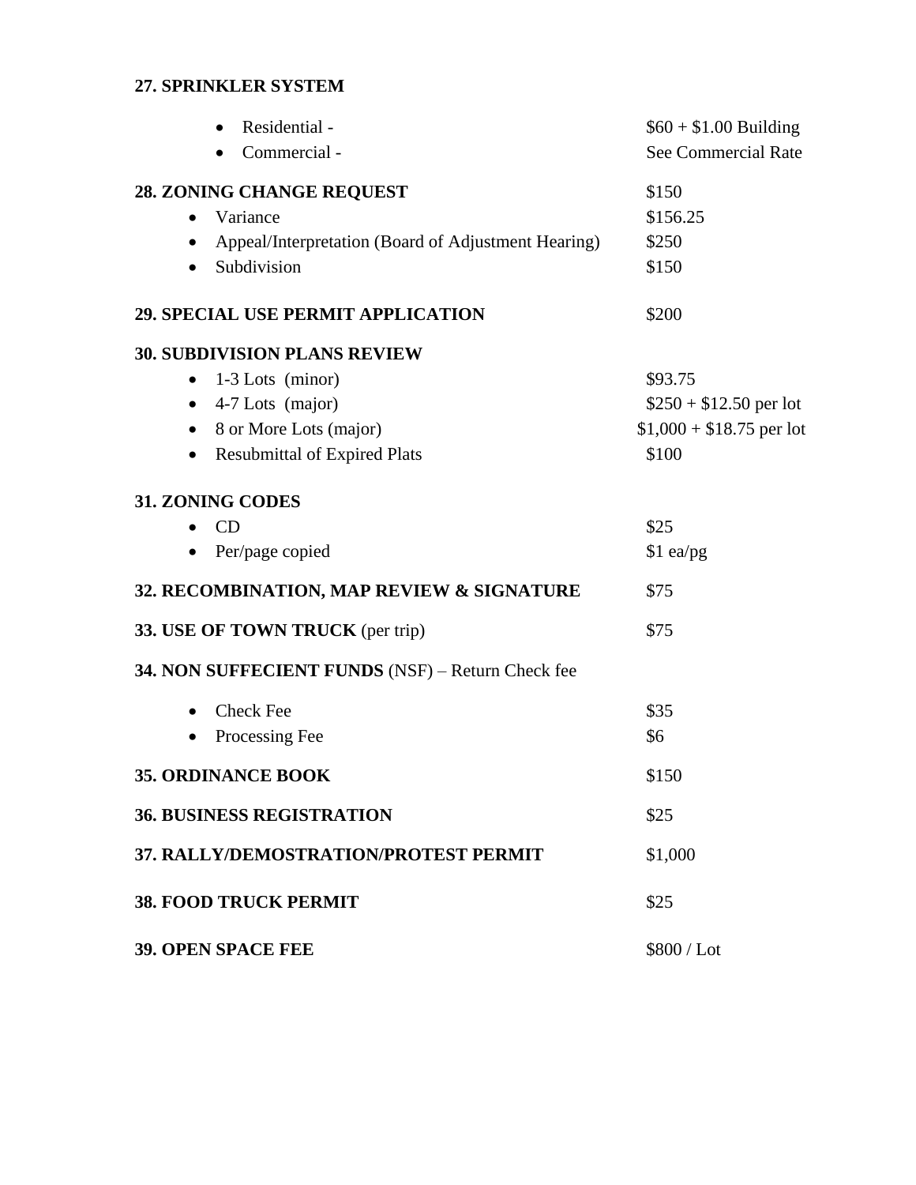**27. SPRINKLER SYSTEM**

- Residential - $60 + $1.00 Building
- Commercial - See Commercial Rate

**28. ZONING CHANGE REQUEST** $150

- Variance $156.25
- Appeal/Interpretation (Board of Adjustment Hearing) $250
- Subdivision $150

**29. SPECIAL USE PERMIT APPLICATION** $200

**30. SUBDIVISION PLANS REVIEW**

- 1-3 Lots (minor) $93.75
- 4-7 Lots (major) $250 + $12.50 per lot
- 8 or More Lots (major) $1,000 + $18.75 per lot
- Resubmittal of Expired Plats $100

**31. ZONING CODES**

- CD $25
- Per/page copied $1 ea/pg

**32. RECOMBINATION, MAP REVIEW & SIGNATURE** $75

**33. USE OF TOWN TRUCK** (per trip) $75

**34. NON SUFFECIENT FUNDS** (NSF) – Return Check fee

- Check Fee $35
- Processing Fee $6

**35. ORDINANCE BOOK** $150

**36. BUSINESS REGISTRATION** $25

**37. RALLY/DEMOSTRATION/PROTEST PERMIT** $1,000

**38. FOOD TRUCK PERMIT** $25

**39. OPEN SPACE FEE** $800 / Lot